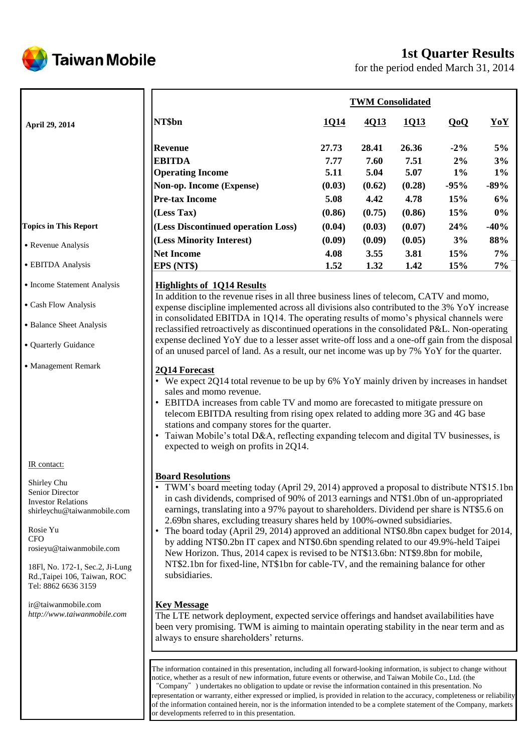Taiwan Mobile

# 1st Quarter Results

for the period ended March 31, 2014

**April 29, 2014**

**Topics in This Report**

- Revenue Analysis
- EBITDA Analysis
- Income Statement Analysis
- Cash Flow Analysis
- Balance Sheet Analysis
- Quarterly Guidance
- Management Remark

IR contact:

Shirley Chu
Senior Director
Investor Relations
shirleychu@taiwanmobile.com

Rosie Yu
CFO
rosieyu@taiwanmobile.com

18Fl, No. 172-1, Sec.2, Ji-Lung Rd.,Taipei 106, Taiwan, ROC
Tel: 8862 6636 3159

ir@taiwanmobile.com
*http://www.taiwanmobile.com*

**TWM Consolidated**

| NT$bn | 1Q14 | 4Q13 | 1Q13 | QoQ | YoY |
|---|---|---|---|---|---|
| **Revenue** | 27.73 | 28.41 | 26.36 | -2% | 5% |
| **EBITDA** | 7.77 | 7.60 | 7.51 | 2% | 3% |
| **Operating Income** | 5.11 | 5.04 | 5.07 | 1% | 1% |
| **Non-op. Income (Expense)** | (0.03) | (0.62) | (0.28) | -95% | -89% |
| **Pre-tax Income** | 5.08 | 4.42 | 4.78 | 15% | 6% |
| **(Less Tax)** | (0.86) | (0.75) | (0.86) | 15% | 0% |
| **(Less Discontinued operation Loss)** | (0.04) | (0.03) | (0.07) | 24% | -40% |
| **(Less Minority Interest)** | (0.09) | (0.09) | (0.05) | 3% | 88% |
| **Net Income** | 4.08 | 3.55 | 3.81 | 15% | 7% |
| **EPS (NT$)** | 1.52 | 1.32 | 1.42 | 15% | 7% |

## Highlights of 1Q14 Results

In addition to the revenue rises in all three business lines of telecom, CATV and momo, expense discipline implemented across all divisions also contributed to the 3% YoY increase in consolidated EBITDA in 1Q14. The operating results of momo's physical channels were reclassified retroactively as discontinued operations in the consolidated P&L. Non-operating expense declined YoY due to a lesser asset write-off loss and a one-off gain from the disposal of an unused parcel of land. As a result, our net income was up by 7% YoY for the quarter.

## 2Q14 Forecast

- We expect 2Q14 total revenue to be up by 6% YoY mainly driven by increases in handset sales and momo revenue.
- EBITDA increases from cable TV and momo are forecasted to mitigate pressure on telecom EBITDA resulting from rising opex related to adding more 3G and 4G base stations and company stores for the quarter.
- Taiwan Mobile's total D&A, reflecting expanding telecom and digital TV businesses, is expected to weigh on profits in 2Q14.

## Board Resolutions

- TWM's board meeting today (April 29, 2014) approved a proposal to distribute NT$15.1bn in cash dividends, comprised of 90% of 2013 earnings and NT$1.0bn of un-appropriated earnings, translating into a 97% payout to shareholders. Dividend per share is NT$5.6 on 2.69bn shares, excluding treasury shares held by 100%-owned subsidiaries.
- The board today (April 29, 2014) approved an additional NT$0.8bn capex budget for 2014, by adding NT$0.2bn IT capex and NT$0.6bn spending related to our 49.9%-held Taipei New Horizon. Thus, 2014 capex is revised to be NT$13.6bn: NT$9.8bn for mobile, NT$2.1bn for fixed-line, NT$1bn for cable-TV, and the remaining balance for other subsidiaries.

## Key Message

The LTE network deployment, expected service offerings and handset availabilities have been very promising. TWM is aiming to maintain operating stability in the near term and as always to ensure shareholders' returns.

The information contained in this presentation, including all forward-looking information, is subject to change without notice, whether as a result of new information, future events or otherwise, and Taiwan Mobile Co., Ltd. (the "Company") undertakes no obligation to update or revise the information contained in this presentation. No representation or warranty, either expressed or implied, is provided in relation to the accuracy, completeness or reliability of the information contained herein, nor is the information intended to be a complete statement of the Company, markets or developments referred to in this presentation.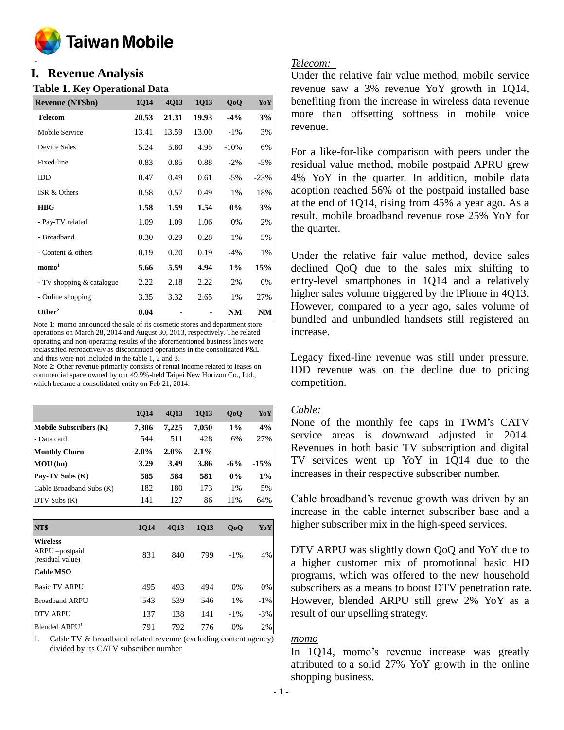# I. Revenue Analysis

## Table 1. Key Operational Data

| Revenue (NT$bn) | 1Q14 | 4Q13 | 1Q13 | QoQ | YoY |
|---|---|---|---|---|---|
| **Telecom** | **20.53** | **21.31** | **19.93** | **-4%** | **3%** |
| Mobile Service | 13.41 | 13.59 | 13.00 | -1% | 3% |
| Device Sales | 5.24 | 5.80 | 4.95 | -10% | 6% |
| Fixed-line | 0.83 | 0.85 | 0.88 | -2% | -5% |
| IDD | 0.47 | 0.49 | 0.61 | -5% | -23% |
| ISR & Others | 0.58 | 0.57 | 0.49 | 1% | 18% |
| **HBG** | **1.58** | **1.59** | **1.54** | **0%** | **3%** |
| - Pay-TV related | 1.09 | 1.09 | 1.06 | 0% | 2% |
| - Broadband | 0.30 | 0.29 | 0.28 | 1% | 5% |
| - Content & others | 0.19 | 0.20 | 0.19 | -4% | 1% |
| **momo**[1] | **5.66** | **5.59** | **4.94** | **1%** | **15%** |
| - TV shopping & catalogue | 2.22 | 2.18 | 2.22 | 2% | 0% |
| - Online shopping | 3.35 | 3.32 | 2.65 | 1% | 27% |
| **Other**[2] | **0.04** | **-** | **-** | **NM** | **NM** |

Note 1: momo announced the sale of its cosmetic stores and department store operations on March 28, 2014 and August 30, 2013, respectively. The related operating and non-operating results of the aforementioned business lines were reclassified retroactively as discontinued operations in the consolidated P&L and thus were not included in the table 1, 2 and 3.

Note 2: Other revenue primarily consists of rental income related to leases on commercial space owned by our 49.9%-held Taipei New Horizon Co., Ltd., which became a consolidated entity on Feb 21, 2014.

| | 1Q14 | 4Q13 | 1Q13 | QoQ | YoY |
|---|---|---|---|---|---|
| **Mobile Subscribers (K)** | **7,306** | **7,225** | **7,050** | **1%** | **4%** |
| - Data card | 544 | 511 | 428 | 6% | 27% |
| **Monthly Churn** | **2.0%** | **2.0%** | **2.1%** | | |
| **MOU (bn)** | **3.29** | **3.49** | **3.86** | **-6%** | **-15%** |
| **Pay-TV Subs (K)** | **585** | **584** | **581** | **0%** | **1%** |
| Cable Broadband Subs (K) | 182 | 180 | 173 | 1% | 5% |
| DTV Subs (K) | 141 | 127 | 86 | 11% | 64% |

| NT$ | 1Q14 | 4Q13 | 1Q13 | QoQ | YoY |
|---|---|---|---|---|---|
| **Wireless** | | | | | |
| ARPU –postpaid (residual value) | 831 | 840 | 799 | -1% | 4% |
| **Cable MSO** | | | | | |
| Basic TV ARPU | 495 | 493 | 494 | 0% | 0% |
| Broadband ARPU | 543 | 539 | 546 | 1% | -1% |
| DTV ARPU | 137 | 138 | 141 | -1% | -3% |
| Blended ARPU[1] | 791 | 792 | 776 | 0% | 2% |

1. Cable TV & broadband related revenue (excluding content agency) divided by its CATV subscriber number

*Telecom:*

Under the relative fair value method, mobile service revenue saw a 3% revenue YoY growth in 1Q14, benefiting from the increase in wireless data revenue more than offsetting softness in mobile voice revenue.

For a like-for-like comparison with peers under the residual value method, mobile postpaid APRU grew 4% YoY in the quarter. In addition, mobile data adoption reached 56% of the postpaid installed base at the end of 1Q14, rising from 45% a year ago. As a result, mobile broadband revenue rose 25% YoY for the quarter.

Under the relative fair value method, device sales declined QoQ due to the sales mix shifting to entry-level smartphones in 1Q14 and a relatively higher sales volume triggered by the iPhone in 4Q13. However, compared to a year ago, sales volume of bundled and unbundled handsets still registered an increase.

Legacy fixed-line revenue was still under pressure. IDD revenue was on the decline due to pricing competition.

*Cable:*

None of the monthly fee caps in TWM's CATV service areas is downward adjusted in 2014. Revenues in both basic TV subscription and digital TV services went up YoY in 1Q14 due to the increases in their respective subscriber number.

Cable broadband's revenue growth was driven by an increase in the cable internet subscriber base and a higher subscriber mix in the high-speed services.

DTV ARPU was slightly down QoQ and YoY due to a higher customer mix of promotional basic HD programs, which was offered to the new household subscribers as a means to boost DTV penetration rate. However, blended ARPU still grew 2% YoY as a result of our upselling strategy.

*momo*

In 1Q14, momo's revenue increase was greatly attributed to a solid 27% YoY growth in the online shopping business.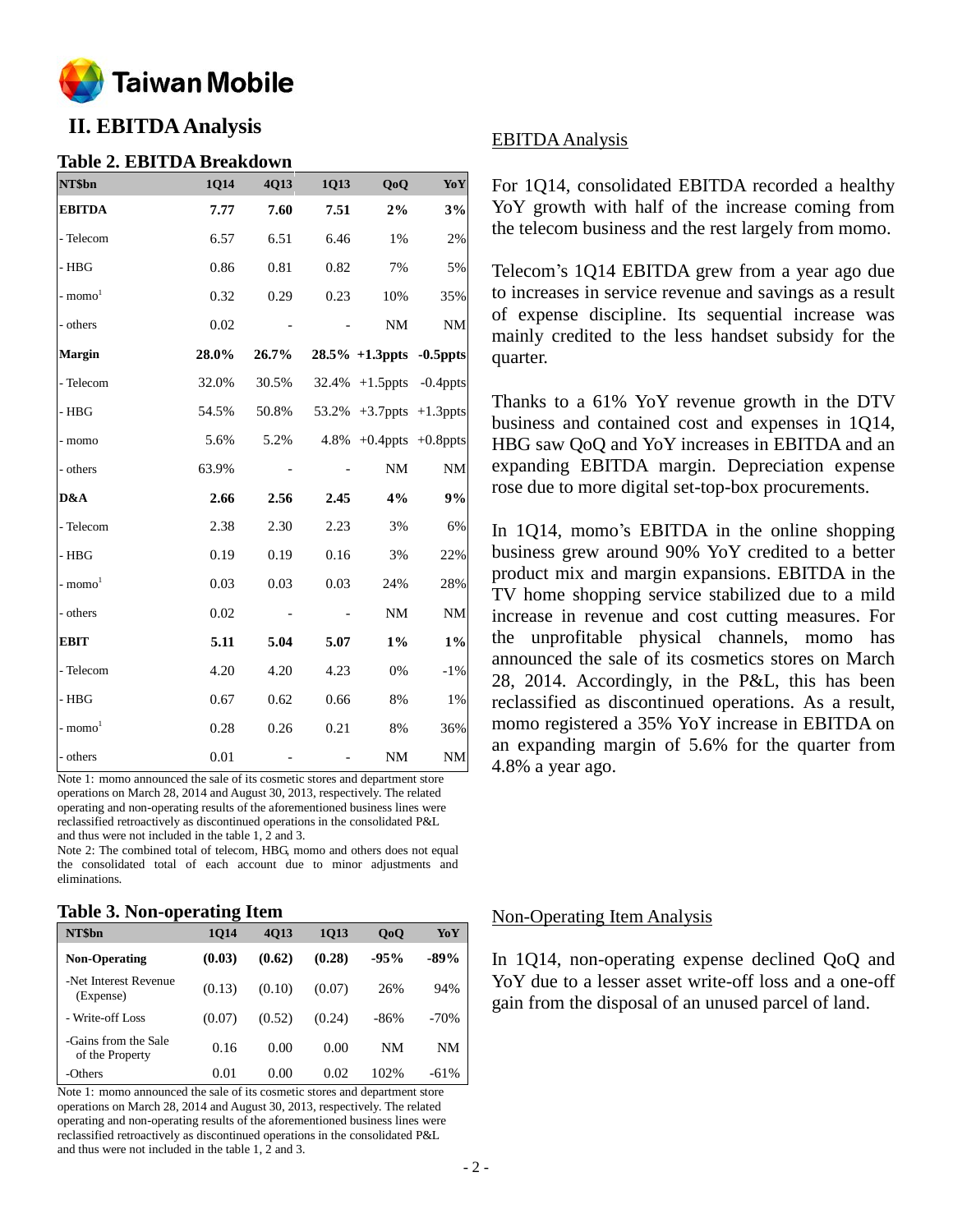# II. EBITDA Analysis

### Table 2. EBITDA Breakdown

| NT$bn | 1Q14 | 4Q13 | 1Q13 | QoQ | YoY |
|---|---|---|---|---|---|
| **EBITDA** | **7.77** | **7.60** | **7.51** | **2%** | **3%** |
| - Telecom | 6.57 | 6.51 | 6.46 | 1% | 2% |
| - HBG | 0.86 | 0.81 | 0.82 | 7% | 5% |
| - momo[1] | 0.32 | 0.29 | 0.23 | 10% | 35% |
| - others | 0.02 | - | - | NM | NM |
| **Margin** | **28.0%** | **26.7%** | **28.5%** | **+1.3ppts** | **-0.5ppts** |
| - Telecom | 32.0% | 30.5% | 32.4% | +1.5ppts | -0.4ppts |
| - HBG | 54.5% | 50.8% | 53.2% | +3.7ppts | +1.3ppts |
| - momo | 5.6% | 5.2% | 4.8% | +0.4ppts | +0.8ppts |
| - others | 63.9% | - | - | NM | NM |
| **D&A** | **2.66** | **2.56** | **2.45** | **4%** | **9%** |
| - Telecom | 2.38 | 2.30 | 2.23 | 3% | 6% |
| - HBG | 0.19 | 0.19 | 0.16 | 3% | 22% |
| - momo[1] | 0.03 | 0.03 | 0.03 | 24% | 28% |
| - others | 0.02 | - | - | NM | NM |
| **EBIT** | **5.11** | **5.04** | **5.07** | **1%** | **1%** |
| - Telecom | 4.20 | 4.20 | 4.23 | 0% | -1% |
| - HBG | 0.67 | 0.62 | 0.66 | 8% | 1% |
| - momo[1] | 0.28 | 0.26 | 0.21 | 8% | 36% |
| - others | 0.01 | - | - | NM | NM |

Note 1: momo announced the sale of its cosmetic stores and department store operations on March 28, 2014 and August 30, 2013, respectively. The related operating and non-operating results of the aforementioned business lines were reclassified retroactively as discontinued operations in the consolidated P&L and thus were not included in the table 1, 2 and 3.

Note 2: The combined total of telecom, HBG, momo and others does not equal the consolidated total of each account due to minor adjustments and eliminations.

## EBITDA Analysis

For 1Q14, consolidated EBITDA recorded a healthy YoY growth with half of the increase coming from the telecom business and the rest largely from momo.

Telecom's 1Q14 EBITDA grew from a year ago due to increases in service revenue and savings as a result of expense discipline. Its sequential increase was mainly credited to the less handset subsidy for the quarter.

Thanks to a 61% YoY revenue growth in the DTV business and contained cost and expenses in 1Q14, HBG saw QoQ and YoY increases in EBITDA and an expanding EBITDA margin. Depreciation expense rose due to more digital set-top-box procurements.

In 1Q14, momo's EBITDA in the online shopping business grew around 90% YoY credited to a better product mix and margin expansions. EBITDA in the TV home shopping service stabilized due to a mild increase in revenue and cost cutting measures. For the unprofitable physical channels, momo has announced the sale of its cosmetics stores on March 28, 2014. Accordingly, in the P&L, this has been reclassified as discontinued operations. As a result, momo registered a 35% YoY increase in EBITDA on an expanding margin of 5.6% for the quarter from 4.8% a year ago.

### Table 3. Non-operating Item

| NT$bn | 1Q14 | 4Q13 | 1Q13 | QoQ | YoY |
|---|---|---|---|---|---|
| **Non-Operating** | **(0.03)** | **(0.62)** | **(0.28)** | **-95%** | **-89%** |
| -Net Interest Revenue (Expense) | (0.13) | (0.10) | (0.07) | 26% | 94% |
| - Write-off Loss | (0.07) | (0.52) | (0.24) | -86% | -70% |
| -Gains from the Sale of the Property | 0.16 | 0.00 | 0.00 | NM | NM |
| -Others | 0.01 | 0.00 | 0.02 | 102% | -61% |

Note 1: momo announced the sale of its cosmetic stores and department store operations on March 28, 2014 and August 30, 2013, respectively. The related operating and non-operating results of the aforementioned business lines were reclassified retroactively as discontinued operations in the consolidated P&L and thus were not included in the table 1, 2 and 3.

## Non-Operating Item Analysis

In 1Q14, non-operating expense declined QoQ and YoY due to a lesser asset write-off loss and a one-off gain from the disposal of an unused parcel of land.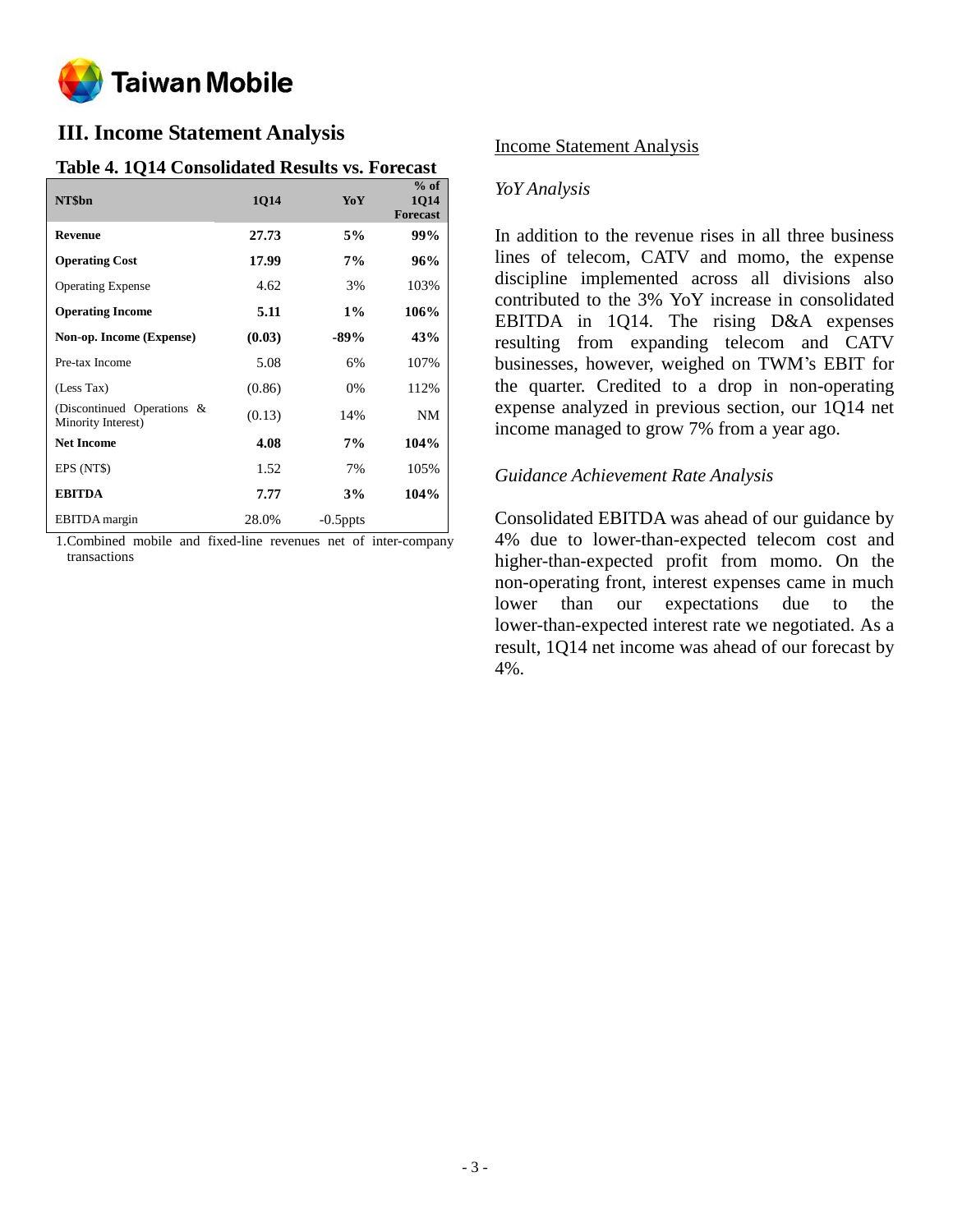## III. Income Statement Analysis

### Table 4. 1Q14 Consolidated Results vs. Forecast

| NT$bn | 1Q14 | YoY | % of 1Q14 Forecast |
|---|---|---|---|
| **Revenue** | **27.73** | **5%** | **99%** |
| **Operating Cost** | **17.99** | **7%** | **96%** |
| Operating Expense | 4.62 | 3% | 103% |
| **Operating Income** | **5.11** | **1%** | **106%** |
| **Non-op. Income (Expense)** | **(0.03)** | **-89%** | **43%** |
| Pre-tax Income | 5.08 | 6% | 107% |
| (Less Tax) | (0.86) | 0% | 112% |
| (Discontinued Operations & Minority Interest) | (0.13) | 14% | NM |
| **Net Income** | **4.08** | **7%** | **104%** |
| EPS (NT$) | 1.52 | 7% | 105% |
| **EBITDA** | **7.77** | **3%** | **104%** |
| EBITDA margin | 28.0% | -0.5ppts | |

1.Combined mobile and fixed-line revenues net of inter-company transactions

<u>Income Statement Analysis</u>

*YoY Analysis*

In addition to the revenue rises in all three business lines of telecom, CATV and momo, the expense discipline implemented across all divisions also contributed to the 3% YoY increase in consolidated EBITDA in 1Q14. The rising D&A expenses resulting from expanding telecom and CATV businesses, however, weighed on TWM's EBIT for the quarter. Credited to a drop in non-operating expense analyzed in previous section, our 1Q14 net income managed to grow 7% from a year ago.

*Guidance Achievement Rate Analysis*

Consolidated EBITDA was ahead of our guidance by 4% due to lower-than-expected telecom cost and higher-than-expected profit from momo. On the non-operating front, interest expenses came in much lower than our expectations due to the lower-than-expected interest rate we negotiated. As a result, 1Q14 net income was ahead of our forecast by 4%.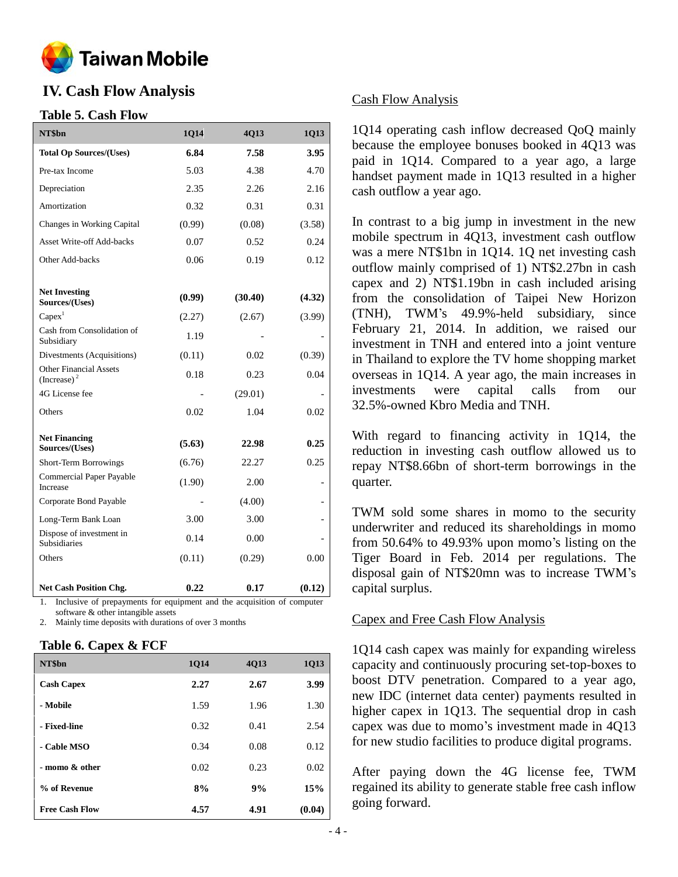## IV. Cash Flow Analysis

### Table 5. Cash Flow

| NT$bn | 1Q14 | 4Q13 | 1Q13 |
|---|---|---|---|
| **Total Op Sources/(Uses)** | **6.84** | **7.58** | **3.95** |
| Pre-tax Income | 5.03 | 4.38 | 4.70 |
| Depreciation | 2.35 | 2.26 | 2.16 |
| Amortization | 0.32 | 0.31 | 0.31 |
| Changes in Working Capital | (0.99) | (0.08) | (3.58) |
| Asset Write-off Add-backs | 0.07 | 0.52 | 0.24 |
| Other Add-backs | 0.06 | 0.19 | 0.12 |
| **Net Investing Sources/(Uses)** | **(0.99)** | **(30.40)** | **(4.32)** |
| Capex[1] | (2.27) | (2.67) | (3.99) |
| Cash from Consolidation of Subsidiary | 1.19 | - | - |
| Divestments (Acquisitions) | (0.11) | 0.02 | (0.39) |
| Other Financial Assets (Increase)[2] | 0.18 | 0.23 | 0.04 |
| 4G License fee | - | (29.01) | - |
| Others | 0.02 | 1.04 | 0.02 |
| **Net Financing Sources/(Uses)** | **(5.63)** | **22.98** | **0.25** |
| Short-Term Borrowings | (6.76) | 22.27 | 0.25 |
| Commercial Paper Payable Increase | (1.90) | 2.00 | - |
| Corporate Bond Payable | - | (4.00) | - |
| Long-Term Bank Loan | 3.00 | 3.00 | - |
| Dispose of investment in Subsidiaries | 0.14 | 0.00 | - |
| Others | (0.11) | (0.29) | 0.00 |
| **Net Cash Position Chg.** | **0.22** | **0.17** | **(0.12)** |

1. Inclusive of prepayments for equipment and the acquisition of computer software & other intangible assets
2. Mainly time deposits with durations of over 3 months

### Table 6. Capex & FCF

| NT$bn | 1Q14 | 4Q13 | 1Q13 |
|---|---|---|---|
| **Cash Capex** | **2.27** | **2.67** | **3.99** |
| **- Mobile** | 1.59 | 1.96 | 1.30 |
| **- Fixed-line** | 0.32 | 0.41 | 2.54 |
| **- Cable MSO** | 0.34 | 0.08 | 0.12 |
| **- momo & other** | 0.02 | 0.23 | 0.02 |
| **% of Revenue** | **8%** | **9%** | **15%** |
| **Free Cash Flow** | **4.57** | **4.91** | **(0.04)** |

<u>Cash Flow Analysis</u>

1Q14 operating cash inflow decreased QoQ mainly because the employee bonuses booked in 4Q13 was paid in 1Q14. Compared to a year ago, a large handset payment made in 1Q13 resulted in a higher cash outflow a year ago.

In contrast to a big jump in investment in the new mobile spectrum in 4Q13, investment cash outflow was a mere NT$1bn in 1Q14. 1Q net investing cash outflow mainly comprised of 1) NT$2.27bn in cash capex and 2) NT$1.19bn in cash included arising from the consolidation of Taipei New Horizon (TNH), TWM's 49.9%-held subsidiary, since February 21, 2014. In addition, we raised our investment in TNH and entered into a joint venture in Thailand to explore the TV home shopping market overseas in 1Q14. A year ago, the main increases in investments were capital calls from our 32.5%-owned Kbro Media and TNH.

With regard to financing activity in 1Q14, the reduction in investing cash outflow allowed us to repay NT$8.66bn of short-term borrowings in the quarter.

TWM sold some shares in momo to the security underwriter and reduced its shareholdings in momo from 50.64% to 49.93% upon momo's listing on the Tiger Board in Feb. 2014 per regulations. The disposal gain of NT$20mn was to increase TWM's capital surplus.

<u>Capex and Free Cash Flow Analysis</u>

1Q14 cash capex was mainly for expanding wireless capacity and continuously procuring set-top-boxes to boost DTV penetration. Compared to a year ago, new IDC (internet data center) payments resulted in higher capex in 1Q13. The sequential drop in cash capex was due to momo's investment made in 4Q13 for new studio facilities to produce digital programs.

After paying down the 4G license fee, TWM regained its ability to generate stable free cash inflow going forward.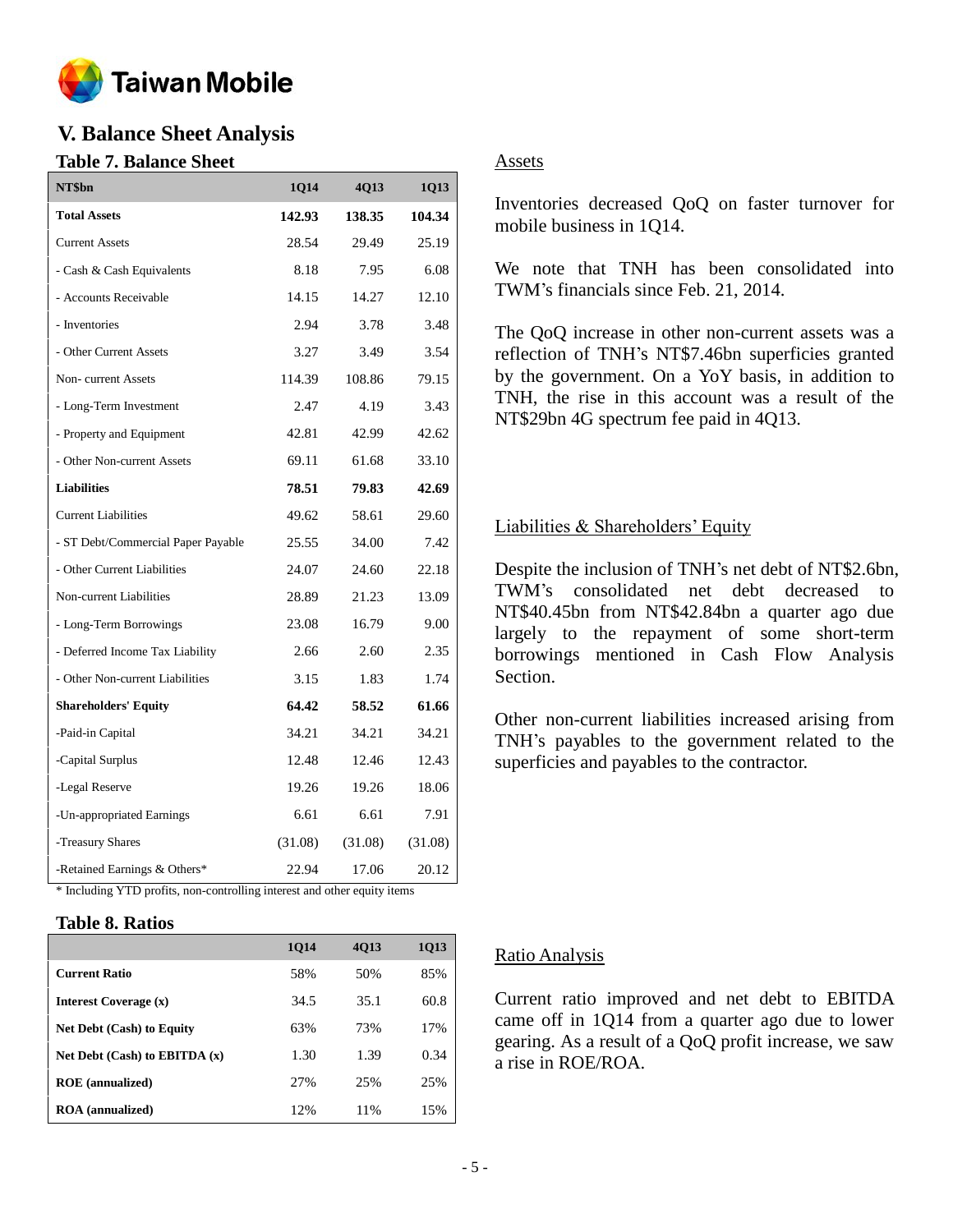## V. Balance Sheet Analysis

### Table 7. Balance Sheet

| NT$bn | 1Q14 | 4Q13 | 1Q13 |
|---|---|---|---|
| **Total Assets** | **142.93** | **138.35** | **104.34** |
| Current Assets | 28.54 | 29.49 | 25.19 |
| - Cash & Cash Equivalents | 8.18 | 7.95 | 6.08 |
| - Accounts Receivable | 14.15 | 14.27 | 12.10 |
| - Inventories | 2.94 | 3.78 | 3.48 |
| - Other Current Assets | 3.27 | 3.49 | 3.54 |
| Non- current Assets | 114.39 | 108.86 | 79.15 |
| - Long-Term Investment | 2.47 | 4.19 | 3.43 |
| - Property and Equipment | 42.81 | 42.99 | 42.62 |
| - Other Non-current Assets | 69.11 | 61.68 | 33.10 |
| **Liabilities** | **78.51** | **79.83** | **42.69** |
| Current Liabilities | 49.62 | 58.61 | 29.60 |
| - ST Debt/Commercial Paper Payable | 25.55 | 34.00 | 7.42 |
| - Other Current Liabilities | 24.07 | 24.60 | 22.18 |
| Non-current Liabilities | 28.89 | 21.23 | 13.09 |
| - Long-Term Borrowings | 23.08 | 16.79 | 9.00 |
| - Deferred Income Tax Liability | 2.66 | 2.60 | 2.35 |
| - Other Non-current Liabilities | 3.15 | 1.83 | 1.74 |
| **Shareholders' Equity** | **64.42** | **58.52** | **61.66** |
| -Paid-in Capital | 34.21 | 34.21 | 34.21 |
| -Capital Surplus | 12.48 | 12.46 | 12.43 |
| -Legal Reserve | 19.26 | 19.26 | 18.06 |
| -Un-appropriated Earnings | 6.61 | 6.61 | 7.91 |
| -Treasury Shares | (31.08) | (31.08) | (31.08) |
| -Retained Earnings & Others* | 22.94 | 17.06 | 20.12 |

* Including YTD profits, non-controlling interest and other equity items

#### Assets

Inventories decreased QoQ on faster turnover for mobile business in 1Q14.

We note that TNH has been consolidated into TWM's financials since Feb. 21, 2014.

The QoQ increase in other non-current assets was a reflection of TNH's NT$7.46bn superficies granted by the government. On a YoY basis, in addition to TNH, the rise in this account was a result of the NT$29bn 4G spectrum fee paid in 4Q13.

#### Liabilities & Shareholders' Equity

Despite the inclusion of TNH's net debt of NT$2.6bn, TWM's consolidated net debt decreased to NT$40.45bn from NT$42.84bn a quarter ago due largely to the repayment of some short-term borrowings mentioned in Cash Flow Analysis Section.

Other non-current liabilities increased arising from TNH's payables to the government related to the superficies and payables to the contractor.

### Table 8. Ratios

| | 1Q14 | 4Q13 | 1Q13 |
|---|---|---|---|
| **Current Ratio** | 58% | 50% | 85% |
| **Interest Coverage (x)** | 34.5 | 35.1 | 60.8 |
| **Net Debt (Cash) to Equity** | 63% | 73% | 17% |
| **Net Debt (Cash) to EBITDA (x)** | 1.30 | 1.39 | 0.34 |
| **ROE (annualized)** | 27% | 25% | 25% |
| **ROA (annualized)** | 12% | 11% | 15% |

#### Ratio Analysis

Current ratio improved and net debt to EBITDA came off in 1Q14 from a quarter ago due to lower gearing. As a result of a QoQ profit increase, we saw a rise in ROE/ROA.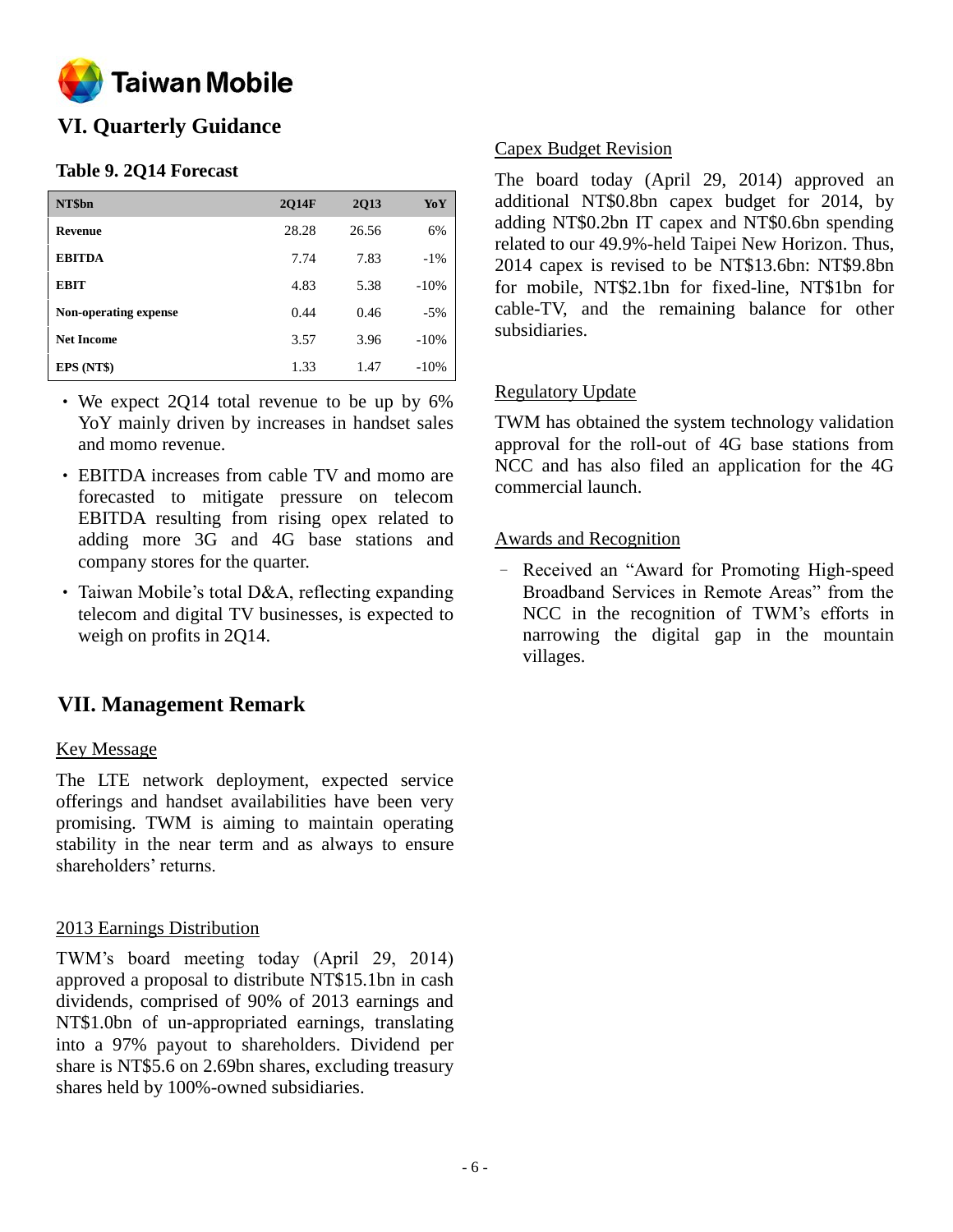## VI. Quarterly Guidance

### Table 9. 2Q14 Forecast

| NT$bn | 2Q14F | 2Q13 | YoY |
|---|---|---|---|
| **Revenue** | 28.28 | 26.56 | 6% |
| **EBITDA** | 7.74 | 7.83 | -1% |
| **EBIT** | 4.83 | 5.38 | -10% |
| **Non-operating expense** | 0.44 | 0.46 | -5% |
| **Net Income** | 3.57 | 3.96 | -10% |
| **EPS (NT$)** | 1.33 | 1.47 | -10% |

- We expect 2Q14 total revenue to be up by 6% YoY mainly driven by increases in handset sales and momo revenue.
- EBITDA increases from cable TV and momo are forecasted to mitigate pressure on telecom EBITDA resulting from rising opex related to adding more 3G and 4G base stations and company stores for the quarter.
- Taiwan Mobile's total D&A, reflecting expanding telecom and digital TV businesses, is expected to weigh on profits in 2Q14.

## VII. Management Remark

### Key Message

The LTE network deployment, expected service offerings and handset availabilities have been very promising. TWM is aiming to maintain operating stability in the near term and as always to ensure shareholders' returns.

### 2013 Earnings Distribution

TWM's board meeting today (April 29, 2014) approved a proposal to distribute NT$15.1bn in cash dividends, comprised of 90% of 2013 earnings and NT$1.0bn of un-appropriated earnings, translating into a 97% payout to shareholders. Dividend per share is NT$5.6 on 2.69bn shares, excluding treasury shares held by 100%-owned subsidiaries.

### Capex Budget Revision

The board today (April 29, 2014) approved an additional NT$0.8bn capex budget for 2014, by adding NT$0.2bn IT capex and NT$0.6bn spending related to our 49.9%-held Taipei New Horizon. Thus, 2014 capex is revised to be NT$13.6bn: NT$9.8bn for mobile, NT$2.1bn for fixed-line, NT$1bn for cable-TV, and the remaining balance for other subsidiaries.

### Regulatory Update

TWM has obtained the system technology validation approval for the roll-out of 4G base stations from NCC and has also filed an application for the 4G commercial launch.

### Awards and Recognition

- Received an "Award for Promoting High-speed Broadband Services in Remote Areas" from the NCC in the recognition of TWM's efforts in narrowing the digital gap in the mountain villages.